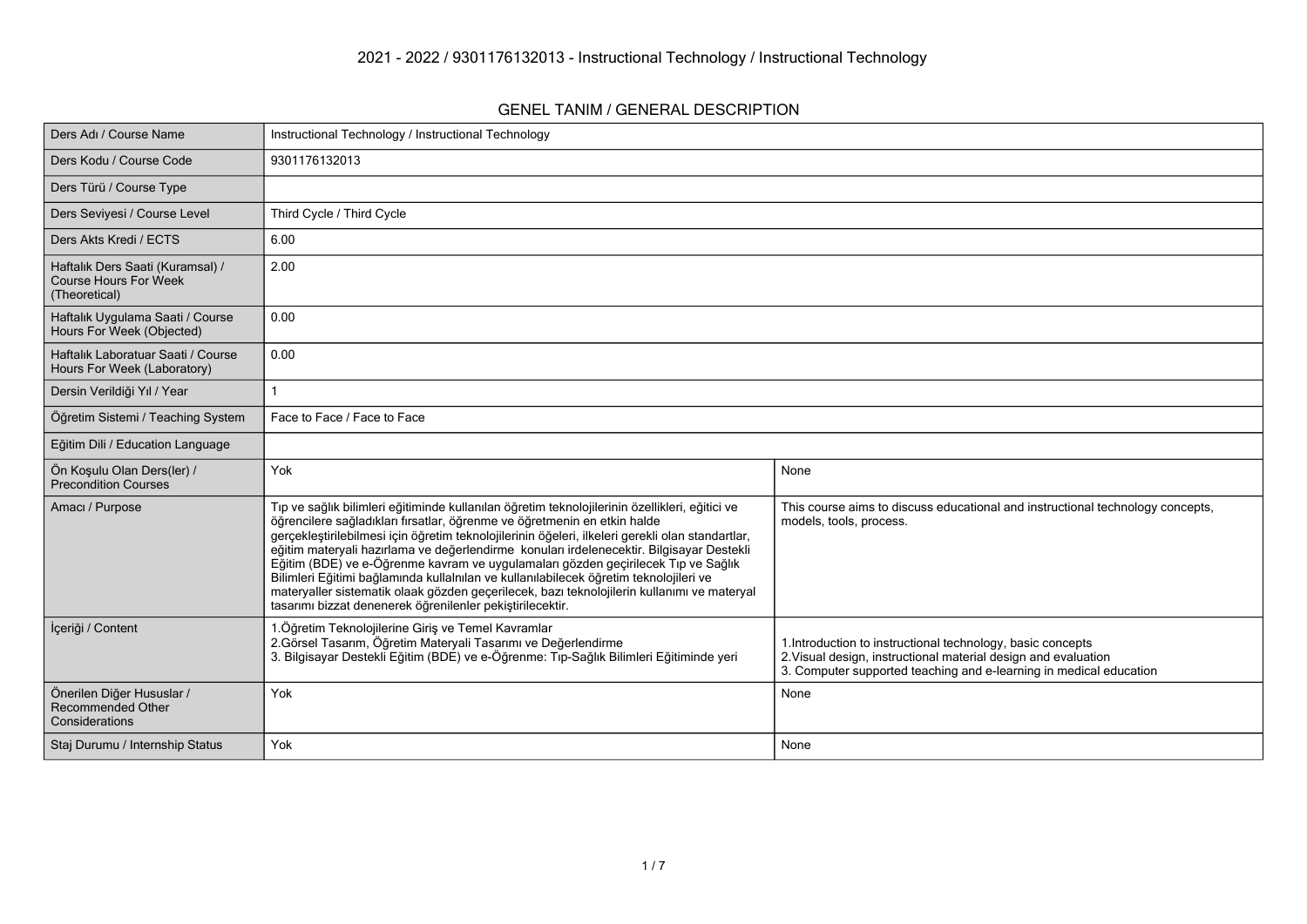# 2021 - 2022 / 9301176132013 - Instructional Technology / Instructional Technology

## GENEL TANIM / GENERAL DESCRIPTION

| | | |
|---|---|---|
| Ders Adı / Course Name | Instructional Technology / Instructional Technology | |
| Ders Kodu / Course Code | 9301176132013 | |
| Ders Türü / Course Type | | |
| Ders Seviyesi / Course Level | Third Cycle / Third Cycle | |
| Ders Akts Kredi / ECTS | 6.00 | |
| Haftalık Ders Saati (Kuramsal) / Course Hours For Week (Theoretical) | 2.00 | |
| Haftalık Uygulama Saati / Course Hours For Week (Objected) | 0.00 | |
| Haftalık Laboratuar Saati / Course Hours For Week (Laboratory) | 0.00 | |
| Dersin Verildiği Yıl / Year | 1 | |
| Öğretim Sistemi / Teaching System | Face to Face / Face to Face | |
| Eğitim Dili / Education Language | | |
| Ön Koşulu Olan Ders(ler) / Precondition Courses | Yok | None |
| Amacı / Purpose | Tıp ve sağlık bilimleri eğitiminde kullanılan öğretim teknolojilerinin özellikleri, eğitici ve öğrencilere sağladıkları fırsatlar, öğrenme ve öğretmenin en etkin halde gerçekleştirilebilmesi için öğretim teknolojilerinin öğeleri, ilkeleri gerekli olan standartlar, eğitim materyali hazırlama ve değerlendirme konuları irdelenecektir. Bilgisayar Destekli Eğitim (BDE) ve e-Öğrenme kavram ve uygulamaları gözden geçirilecek Tıp ve Sağlık Bilimleri Eğitimi bağlamında kullanılan ve kullanılabilecek öğretim teknolojileri ve materyaller sistematik olaak gözden geçerilecek, bazı teknolojilerin kullanımı ve materyal tasarımı bizzat denenerek öğrenilenler pekiştirilecektir. | This course aims to discuss educational and instructional technology concepts, models, tools, process. |
| İçeriği / Content | 1.Öğretim Teknolojilerine Giriş ve Temel Kavramlar<br>2.Görsel Tasarım, Öğretim Materyali Tasarımı ve Değerlendirme<br>3. Bilgisayar Destekli Eğitim (BDE) ve e-Öğrenme: Tıp-Sağlık Bilimleri Eğitiminde yeri | 1.Introduction to instructional technology, basic concepts<br>2.Visual design, instructional material design and evaluation<br>3. Computer supported teaching and e-learning in medical education |
| Önerilen Diğer Hususlar / Recommended Other Considerations | Yok | None |
| Staj Durumu / Internship Status | Yok | None |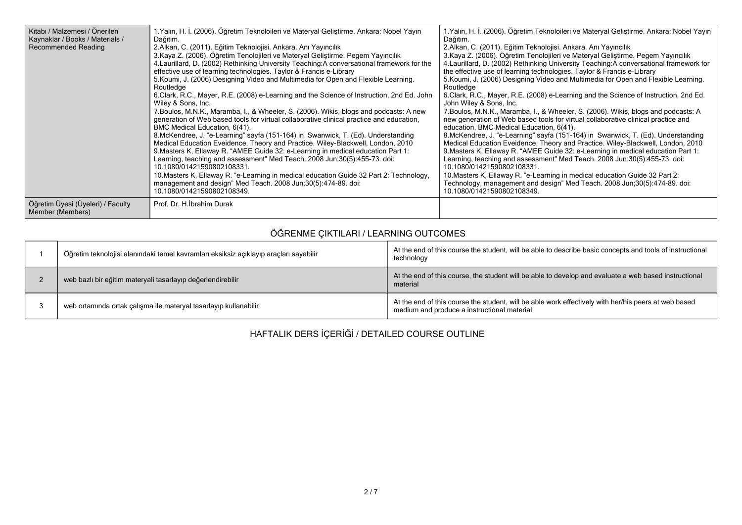| Kitabı / Malzemesi / Önerilen Kaynaklar / Books / Materials / Recommended Reading | 1.Yalın, H. İ. (2006). Öğretim Teknoloileri ve Materyal Geliştirme. Ankara: Nobel Yayın Dağıtım.<br>2.Alkan, C. (2011). Eğitim Teknolojisi. Ankara. Anı Yayıncılık<br>3.Kaya Z. (2006). Öğretim Tenolojileri ve Materyal Geliştirme. Pegem Yayıncılık<br>4.Laurillard, D. (2002) Rethinking University Teaching:A conversational framework for the effective use of learning technologies. Taylor & Francis e-Library<br>5.Koumi, J. (2006) Designing Video and Multimedia for Open and Flexible Learning. Routledge<br>6.Clark, R.C., Mayer, R.E. (2008) e-Learning and the Science of Instruction, 2nd Ed. John Wiley & Sons, Inc.<br>7.Boulos, M.N.K., Maramba, I., & Wheeler, S. (2006). Wikis, blogs and podcasts: A new generation of Web based tools for virtual collaborative clinical practice and education, BMC Medical Education, 6(41).<br>8.McKendree, J. "e-Learning" sayfa (151-164) in Swanwick, T. (Ed). Understanding Medical Education Eveidence, Theory and Practice. Wiley-Blackwell, London, 2010<br>9.Masters K, Ellaway R. "AMEE Guide 32: e-Learning in medical education Part 1: Learning, teaching and assessment" Med Teach. 2008 Jun;30(5):455-73. doi: 10.1080/01421590802108331.<br>10.Masters K, Ellaway R. "e-Learning in medical education Guide 32 Part 2: Technology, management and design" Med Teach. 2008 Jun;30(5):474-89. doi: 10.1080/01421590802108349. | 1.Yalın, H. İ. (2006). Öğretim Teknoloileri ve Materyal Geliştirme. Ankara: Nobel Yayın Dağıtım.<br>2.Alkan, C. (2011). Eğitim Teknolojisi. Ankara. Anı Yayıncılık<br>3.Kaya Z. (2006). Öğretim Tenolojileri ve Materyal Geliştirme. Pegem Yayıncılık<br>4.Laurillard, D. (2002) Rethinking University Teaching:A conversational framework for the effective use of learning technologies. Taylor & Francis e-Library<br>5.Koumi, J. (2006) Designing Video and Multimedia for Open and Flexible Learning. Routledge<br>6.Clark, R.C., Mayer, R.E. (2008) e-Learning and the Science of Instruction, 2nd Ed. John Wiley & Sons, Inc.<br>7.Boulos, M.N.K., Maramba, I., & Wheeler, S. (2006). Wikis, blogs and podcasts: A new generation of Web based tools for virtual collaborative clinical practice and education, BMC Medical Education, 6(41).<br>8.McKendree, J. "e-Learning" sayfa (151-164) in Swanwick, T. (Ed). Understanding Medical Education Eveidence, Theory and Practice. Wiley-Blackwell, London, 2010<br>9.Masters K, Ellaway R. "AMEE Guide 32: e-Learning in medical education Part 1: Learning, teaching and assessment" Med Teach. 2008 Jun;30(5):455-73. doi: 10.1080/01421590802108331.<br>10.Masters K, Ellaway R. "e-Learning in medical education Guide 32 Part 2: Technology, management and design" Med Teach. 2008 Jun;30(5):474-89. doi: 10.1080/01421590802108349. |
|---|---|---|
| Öğretim Üyesi (Üyeleri) / Faculty Member (Members) | Prof. Dr. H.İbrahim Durak | |

## ÖĞRENME ÇIKTILARI / LEARNING OUTCOMES

| | | |
|---|---|---|
| 1 | Öğretim teknolojisi alanındaki temel kavramları eksiksiz açıklayıp araçları sayabilir | At the end of this course the student, will be able to describe basic concepts and tools of instructional technology |
| 2 | web bazlı bir eğitim materyali tasarlayıp değerlendirebilir | At the end of this course, the student will be able to develop and evaluate a web based instructional material |
| 3 | web ortamında ortak çalışma ile materyal tasarlayıp kullanabilir | At the end of this course the student, will be able work effectively with her/his peers at web based medium and produce a instructional material |

## HAFTALIK DERS İÇERİĞİ / DETAILED COURSE OUTLINE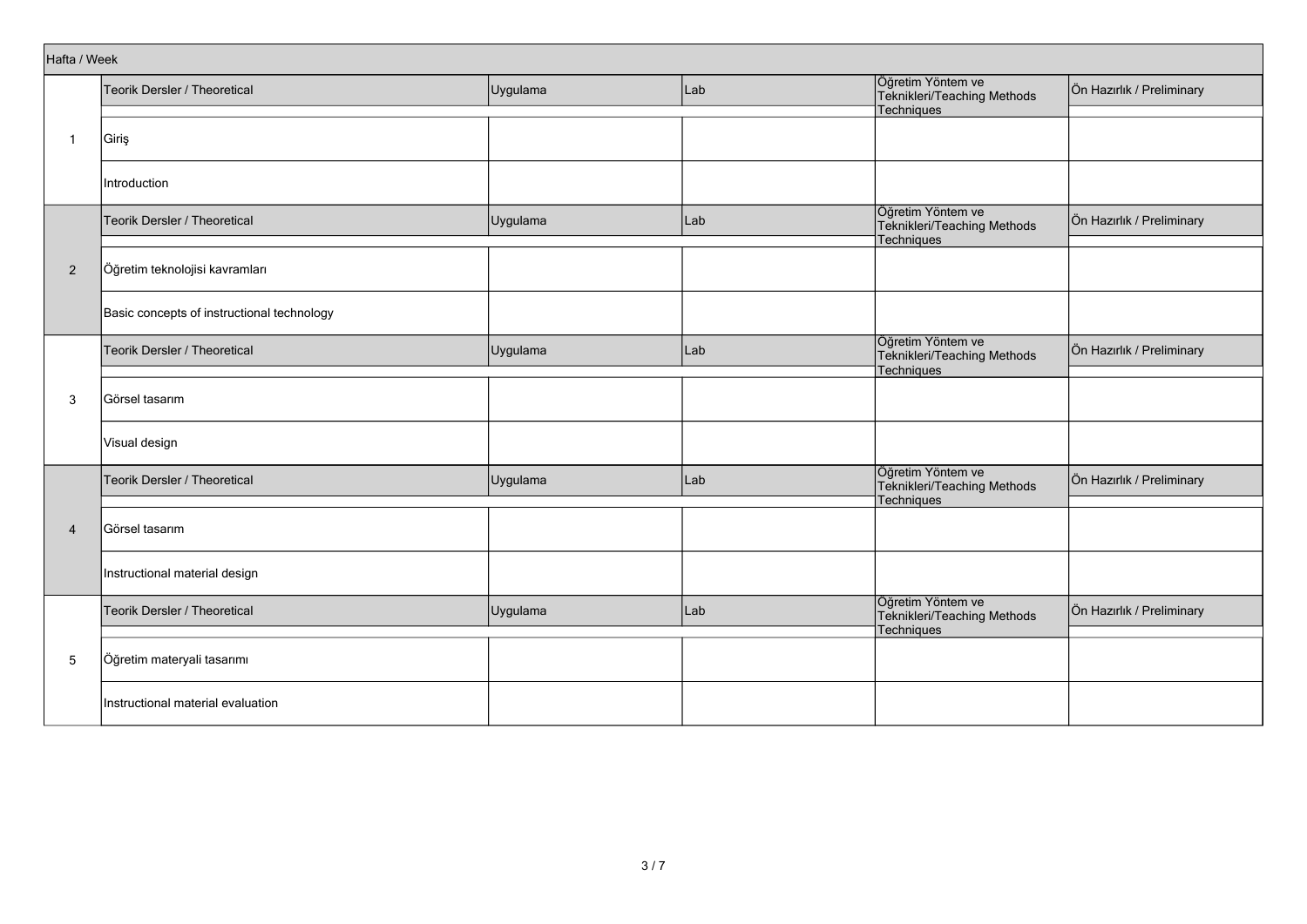| Hafta / Week | | | | | |
|---|---|---|---|---|---|
| 1 | Teorik Dersler / Theoretical | Uygulama | Lab | Öğretim Yöntem ve Teknikleri/Teaching Methods Techniques | Ön Hazırlık / Preliminary |
| | Giriş | | | | |
| | Introduction | | | | |
| 2 | Teorik Dersler / Theoretical | Uygulama | Lab | Öğretim Yöntem ve Teknikleri/Teaching Methods Techniques | Ön Hazırlık / Preliminary |
| | Öğretim teknolojisi kavramları | | | | |
| | Basic concepts of instructional technology | | | | |
| 3 | Teorik Dersler / Theoretical | Uygulama | Lab | Öğretim Yöntem ve Teknikleri/Teaching Methods Techniques | Ön Hazırlık / Preliminary |
| | Görsel tasarım | | | | |
| | Visual design | | | | |
| 4 | Teorik Dersler / Theoretical | Uygulama | Lab | Öğretim Yöntem ve Teknikleri/Teaching Methods Techniques | Ön Hazırlık / Preliminary |
| | Görsel tasarım | | | | |
| | Instructional material design | | | | |
| 5 | Teorik Dersler / Theoretical | Uygulama | Lab | Öğretim Yöntem ve Teknikleri/Teaching Methods Techniques | Ön Hazırlık / Preliminary |
| | Öğretim materyali tasarımı | | | | |
| | Instructional material evaluation | | | | |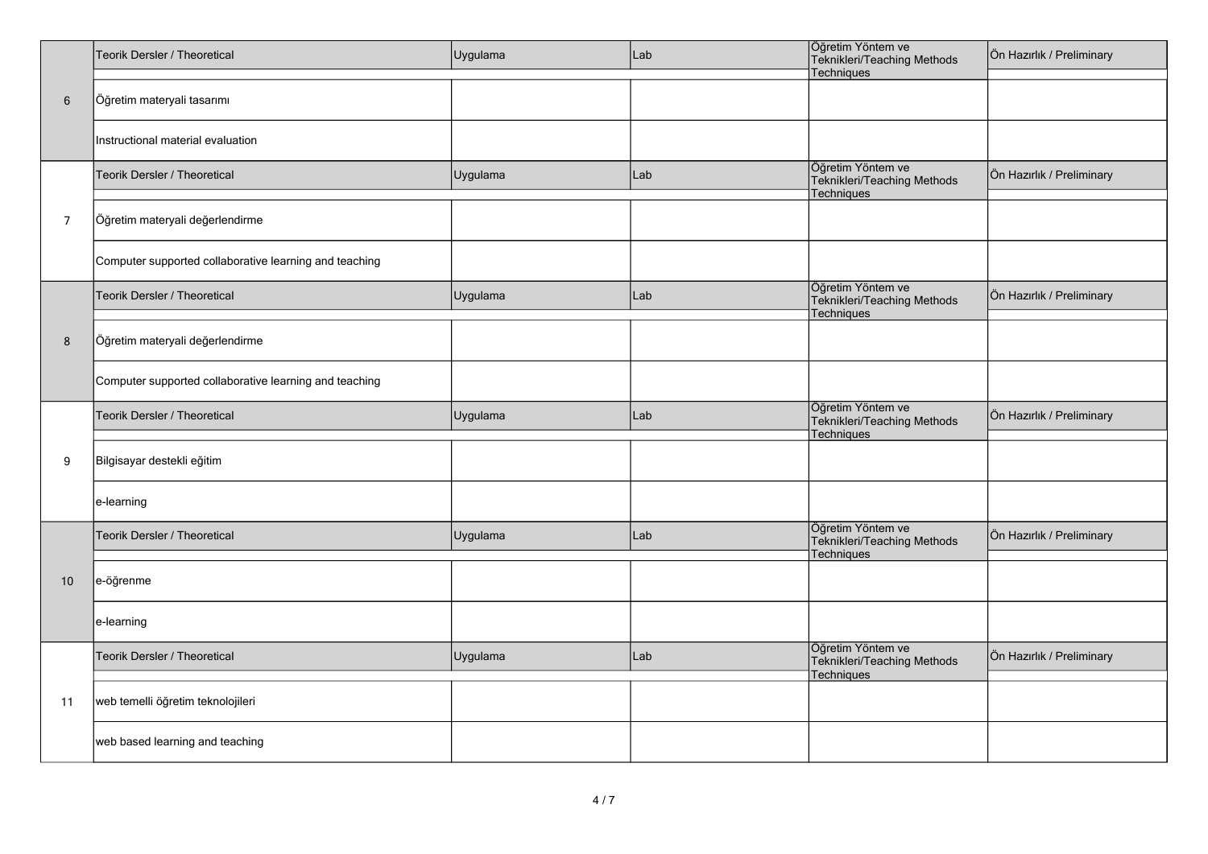| | Teorik Dersler / Theoretical | Uygulama | Lab | Öğretim Yöntem ve Teknikleri/Teaching Methods Techniques | Ön Hazırlık / Preliminary |
|---|---|---|---|---|---|
| 6 | Öğretim materyali tasarımı | | | | |
| | Instructional material evaluation | | | | |

| | Teorik Dersler / Theoretical | Uygulama | Lab | Öğretim Yöntem ve Teknikleri/Teaching Methods Techniques | Ön Hazırlık / Preliminary |
|---|---|---|---|---|---|
| 7 | Öğretim materyali değerlendirme | | | | |
| | Computer supported collaborative learning and teaching | | | | |

| | Teorik Dersler / Theoretical | Uygulama | Lab | Öğretim Yöntem ve Teknikleri/Teaching Methods Techniques | Ön Hazırlık / Preliminary |
|---|---|---|---|---|---|
| 8 | Öğretim materyali değerlendirme | | | | |
| | Computer supported collaborative learning and teaching | | | | |

| | Teorik Dersler / Theoretical | Uygulama | Lab | Öğretim Yöntem ve Teknikleri/Teaching Methods Techniques | Ön Hazırlık / Preliminary |
|---|---|---|---|---|---|
| 9 | Bilgisayar destekli eğitim | | | | |
| | e-learning | | | | |

| | Teorik Dersler / Theoretical | Uygulama | Lab | Öğretim Yöntem ve Teknikleri/Teaching Methods Techniques | Ön Hazırlık / Preliminary |
|---|---|---|---|---|---|
| 10 | e-öğrenme | | | | |
| | e-learning | | | | |

| | Teorik Dersler / Theoretical | Uygulama | Lab | Öğretim Yöntem ve Teknikleri/Teaching Methods Techniques | Ön Hazırlık / Preliminary |
|---|---|---|---|---|---|
| 11 | web temelli öğretim teknolojileri | | | | |
| | web based learning and teaching | | | | |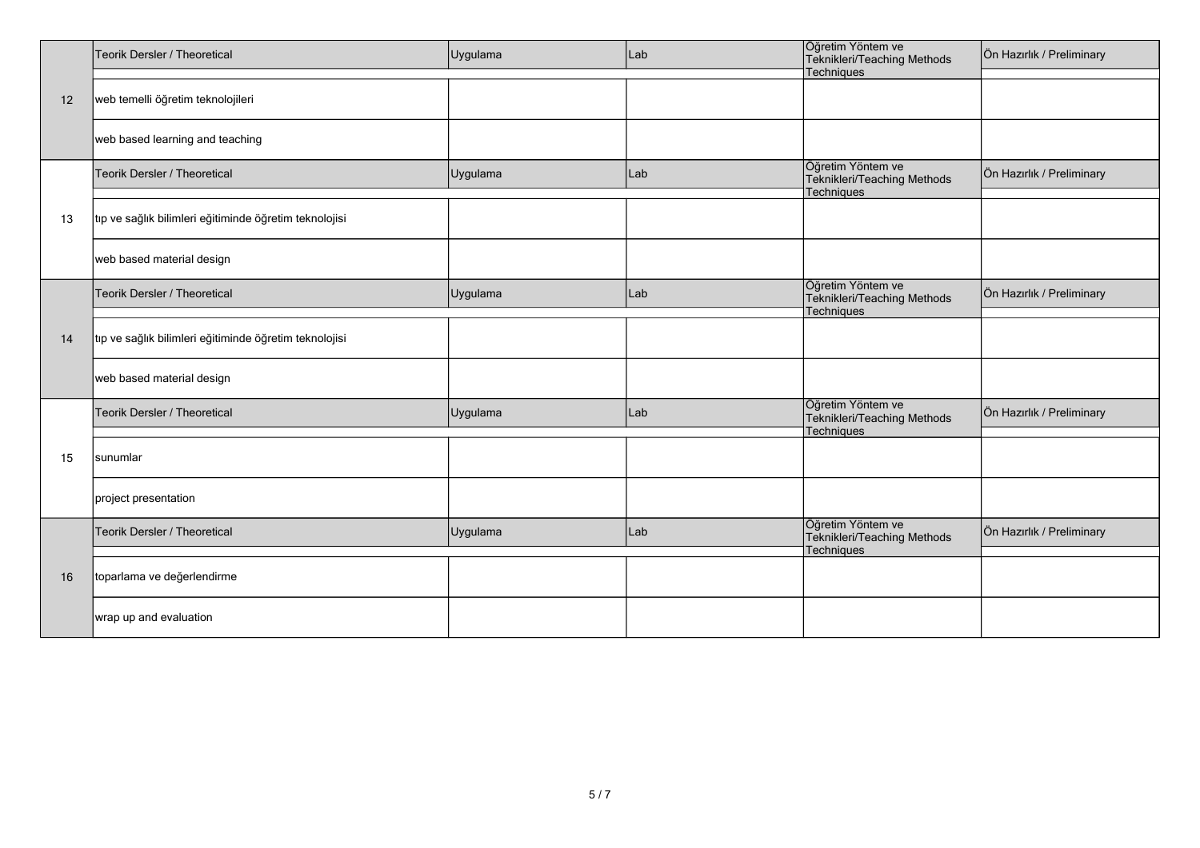| | Teorik Dersler / Theoretical | Uygulama | Lab | Öğretim Yöntem ve Teknikleri/Teaching Methods Techniques | Ön Hazırlık / Preliminary |
|---|---|---|---|---|---|
| 12 | web temelli öğretim teknolojileri | | | | |
| | web based learning and teaching | | | | |
| | Teorik Dersler / Theoretical | Uygulama | Lab | Öğretim Yöntem ve Teknikleri/Teaching Methods Techniques | Ön Hazırlık / Preliminary |
| 13 | tıp ve sağlık bilimleri eğitiminde öğretim teknolojisi | | | | |
| | web based material design | | | | |
| | Teorik Dersler / Theoretical | Uygulama | Lab | Öğretim Yöntem ve Teknikleri/Teaching Methods Techniques | Ön Hazırlık / Preliminary |
| 14 | tıp ve sağlık bilimleri eğitiminde öğretim teknolojisi | | | | |
| | web based material design | | | | |
| | Teorik Dersler / Theoretical | Uygulama | Lab | Öğretim Yöntem ve Teknikleri/Teaching Methods Techniques | Ön Hazırlık / Preliminary |
| 15 | sunumlar | | | | |
| | project presentation | | | | |
| | Teorik Dersler / Theoretical | Uygulama | Lab | Öğretim Yöntem ve Teknikleri/Teaching Methods Techniques | Ön Hazırlık / Preliminary |
| 16 | toparlama ve değerlendirme | | | | |
| | wrap up and evaluation | | | | |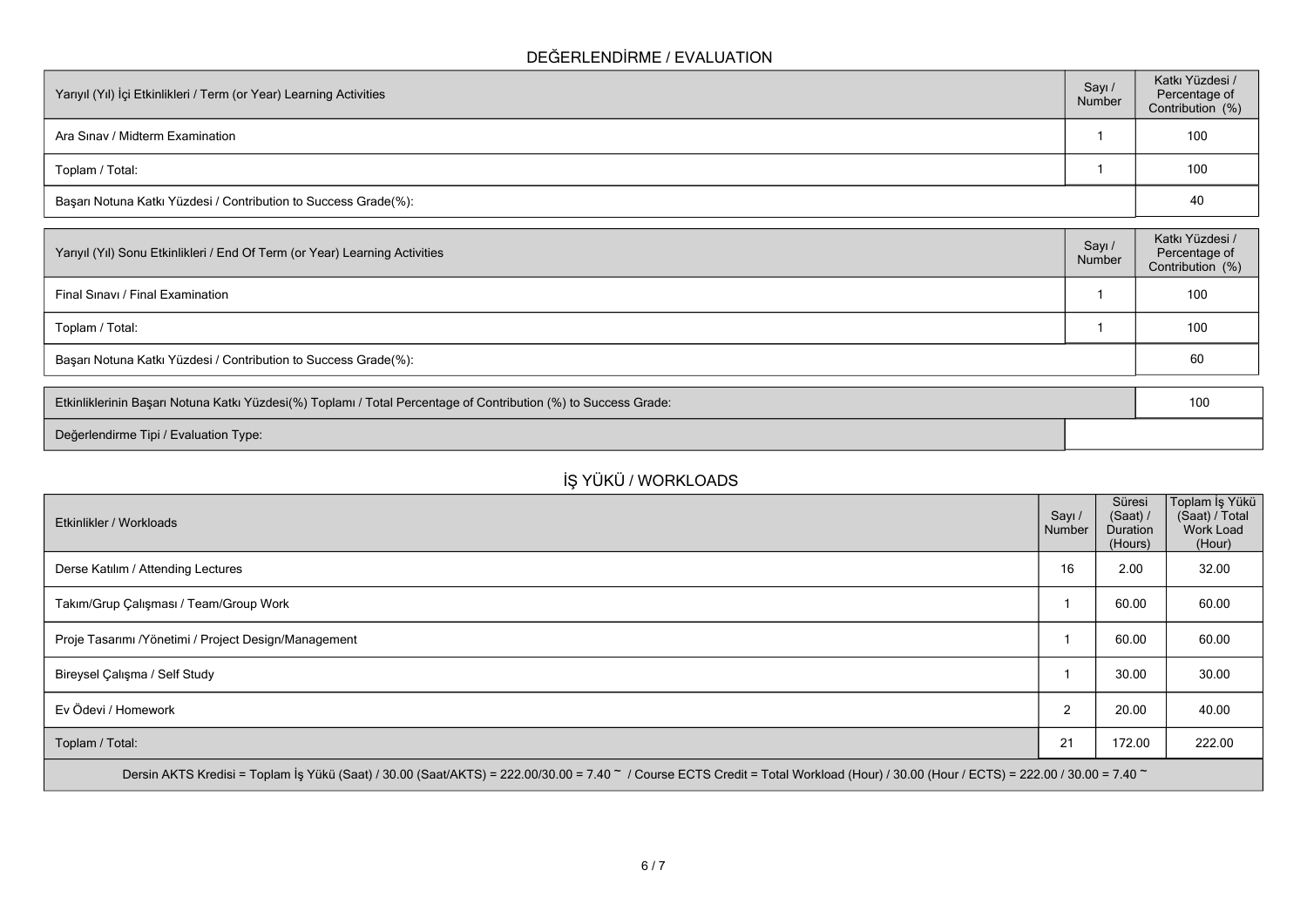## DEĞERLENDİRME / EVALUATION

| Yarıyıl (Yıl) İçi Etkinlikleri / Term (or Year) Learning Activities | Sayı / Number | Katkı Yüzdesi / Percentage of Contribution (%) |
|---|---|---|
| Ara Sınav / Midterm Examination | 1 | 100 |
| Toplam / Total: | 1 | 100 |
| Başarı Notuna Katkı Yüzdesi / Contribution to Success Grade(%): | | 40 |

| Yarıyıl (Yıl) Sonu Etkinlikleri / End Of Term (or Year) Learning Activities | Sayı / Number | Katkı Yüzdesi / Percentage of Contribution (%) |
|---|---|---|
| Final Sınavı / Final Examination | 1 | 100 |
| Toplam / Total: | 1 | 100 |
| Başarı Notuna Katkı Yüzdesi / Contribution to Success Grade(%): | | 60 |

| | |
|---|---|
| Etkinliklerinin Başarı Notuna Katkı Yüzdesi(%) Toplamı / Total Percentage of Contribution (%) to Success Grade: | 100 |
| Değerlendirme Tipi / Evaluation Type: | |

## İŞ YÜKÜ / WORKLOADS

| Etkinlikler / Workloads | Sayı / Number | Süresi (Saat) / Duration (Hours) | Toplam İş Yükü (Saat) / Total Work Load (Hour) |
|---|---|---|---|
| Derse Katılım / Attending Lectures | 16 | 2.00 | 32.00 |
| Takım/Grup Çalışması / Team/Group Work | 1 | 60.00 | 60.00 |
| Proje Tasarımı /Yönetimi / Project Design/Management | 1 | 60.00 | 60.00 |
| Bireysel Çalışma / Self Study | 1 | 30.00 | 30.00 |
| Ev Ödevi / Homework | 2 | 20.00 | 40.00 |
| Toplam / Total: | 21 | 172.00 | 222.00 |

Dersin AKTS Kredisi = Toplam İş Yükü (Saat) / 30.00 (Saat/AKTS) = 222.00/30.00 = 7.40 ~ / Course ECTS Credit = Total Workload (Hour) / 30.00 (Hour / ECTS) = 222.00 / 30.00 = 7.40 ~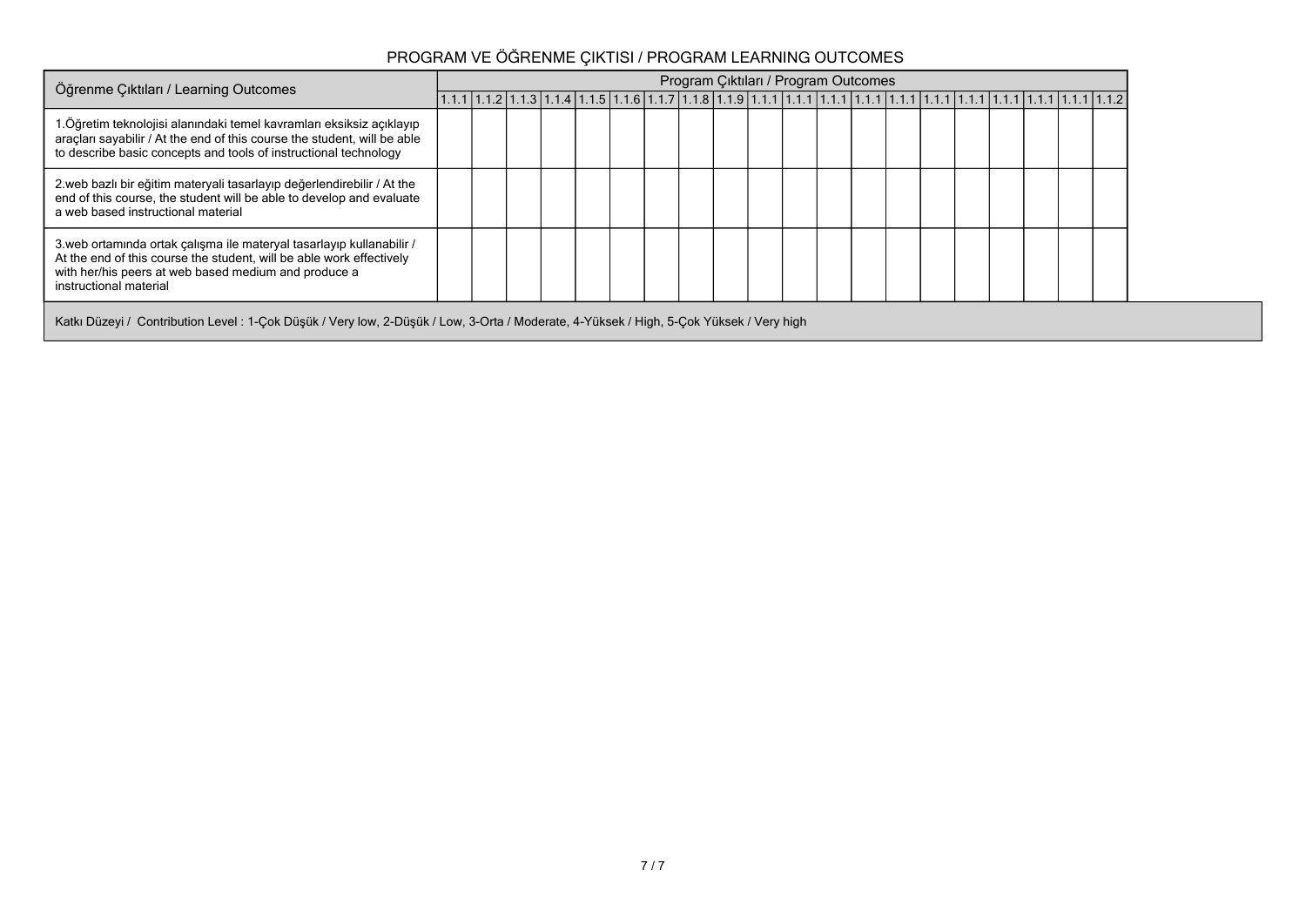## PROGRAM VE ÖĞRENME ÇIKTISI / PROGRAM LEARNING OUTCOMES

| Öğrenme Çıktıları / Learning Outcomes | Program Çıktıları / Program Outcomes | | | | | | | | | | | | | | | | | | | |
|---|---|---|---|---|---|---|---|---|---|---|---|---|---|---|---|---|---|---|---|---|
| | 1.1.1 | 1.1.2 | 1.1.3 | 1.1.4 | 1.1.5 | 1.1.6 | 1.1.7 | 1.1.8 | 1.1.9 | 1.1.1 | 1.1.1 | 1.1.1 | 1.1.1 | 1.1.1 | 1.1.1 | 1.1.1 | 1.1.1 | 1.1.1 | 1.1.1 | 1.1.2 |
| 1.Öğretim teknolojisi alanındaki temel kavramları eksiksiz açıklayıp araçları sayabilir / At the end of this course the student, will be able to describe basic concepts and tools of instructional technology | | | | | | | | | | | | | | | | | | | | |
| 2.web bazlı bir eğitim materyali tasarlayıp değerlendirebilir / At the end of this course, the student will be able to develop and evaluate a web based instructional material | | | | | | | | | | | | | | | | | | | | |
| 3.web ortamında ortak çalışma ile materyal tasarlayıp kullanabilir / At the end of this course the student, will be able work effectively with her/his peers at web based medium and produce a instructional material | | | | | | | | | | | | | | | | | | | | |

Katkı Düzeyi / Contribution Level : 1-Çok Düşük / Very low, 2-Düşük / Low, 3-Orta / Moderate, 4-Yüksek / High, 5-Çok Yüksek / Very high